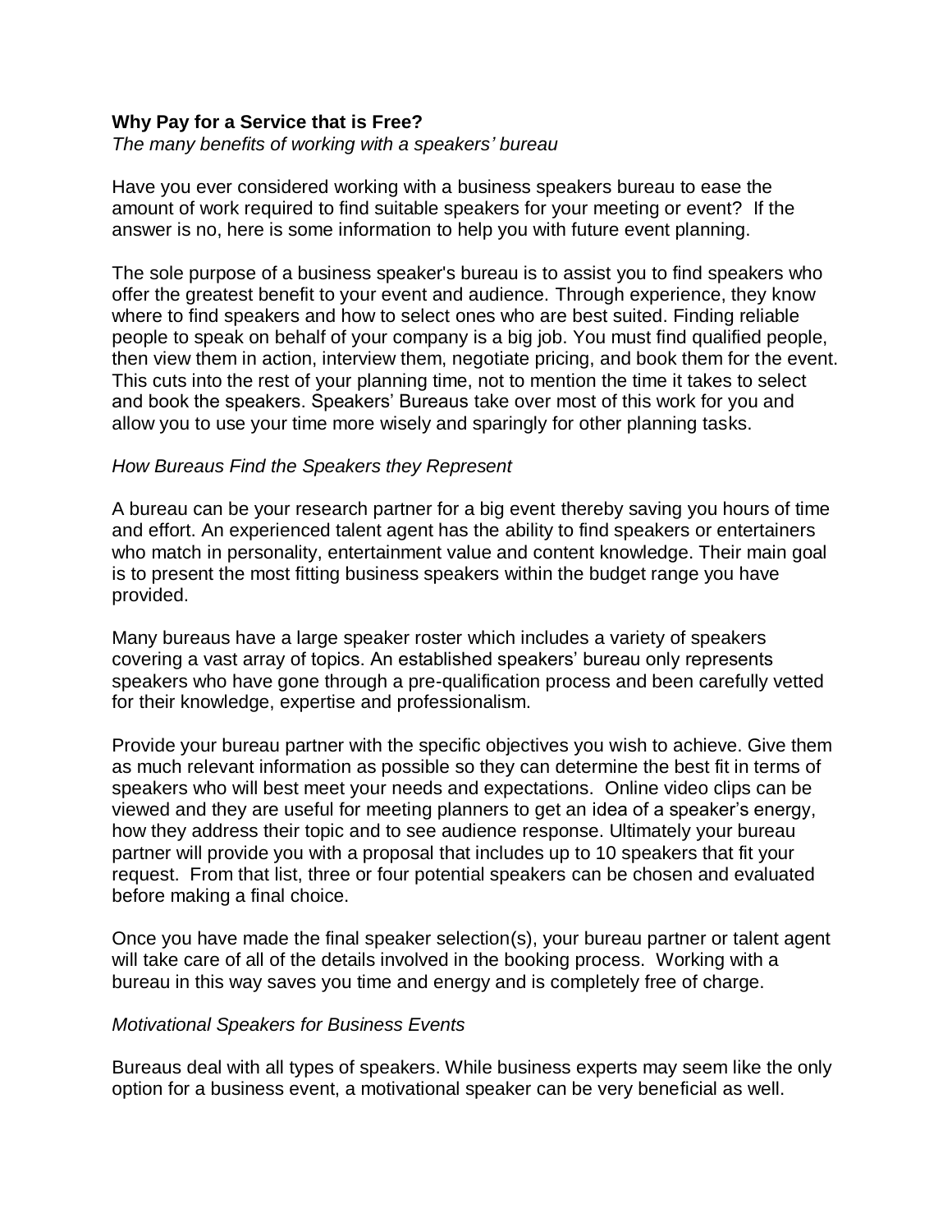**Why Pay for a Service that is Free?**

*The many benefits of working with a speakers' bureau*

Have you ever considered working with a business speakers bureau to ease the amount of work required to find suitable speakers for your meeting or event? If the answer is no, here is some information to help you with future event planning.

The sole purpose of a business speaker's bureau is to assist you to find speakers who offer the greatest benefit to your event and audience. Through experience, they know where to find speakers and how to select ones who are best suited. Finding reliable people to speak on behalf of your company is a big job. You must find qualified people, then view them in action, interview them, negotiate pricing, and book them for the event. This cuts into the rest of your planning time, not to mention the time it takes to select and book the speakers. Speakers' Bureaus take over most of this work for you and allow you to use your time more wisely and sparingly for other planning tasks.

*How Bureaus Find the Speakers they Represent*

A bureau can be your research partner for a big event thereby saving you hours of time and effort. An experienced talent agent has the ability to find speakers or entertainers who match in personality, entertainment value and content knowledge. Their main goal is to present the most fitting business speakers within the budget range you have provided.

Many bureaus have a large speaker roster which includes a variety of speakers covering a vast array of topics. An established speakers' bureau only represents speakers who have gone through a pre-qualification process and been carefully vetted for their knowledge, expertise and professionalism.

Provide your bureau partner with the specific objectives you wish to achieve. Give them as much relevant information as possible so they can determine the best fit in terms of speakers who will best meet your needs and expectations. Online video clips can be viewed and they are useful for meeting planners to get an idea of a speaker's energy, how they address their topic and to see audience response. Ultimately your bureau partner will provide you with a proposal that includes up to 10 speakers that fit your request. From that list, three or four potential speakers can be chosen and evaluated before making a final choice.

Once you have made the final speaker selection(s), your bureau partner or talent agent will take care of all of the details involved in the booking process. Working with a bureau in this way saves you time and energy and is completely free of charge.

*Motivational Speakers for Business Events*

Bureaus deal with all types of speakers. While business experts may seem like the only option for a business event, a motivational speaker can be very beneficial as well.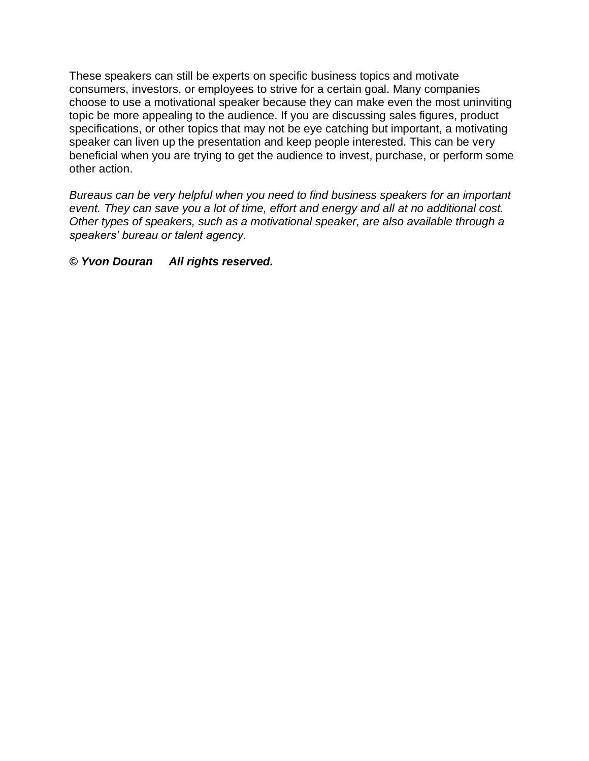These speakers can still be experts on specific business topics and motivate consumers, investors, or employees to strive for a certain goal. Many companies choose to use a motivational speaker because they can make even the most uninviting topic be more appealing to the audience. If you are discussing sales figures, product specifications, or other topics that may not be eye catching but important, a motivating speaker can liven up the presentation and keep people interested. This can be very beneficial when you are trying to get the audience to invest, purchase, or perform some other action.

*Bureaus can be very helpful when you need to find business speakers for an important event. They can save you a lot of time, effort and energy and all at no additional cost. Other types of speakers, such as a motivational speaker, are also available through a speakers' bureau or talent agency.*

***© Yvon Douran     All rights reserved.***